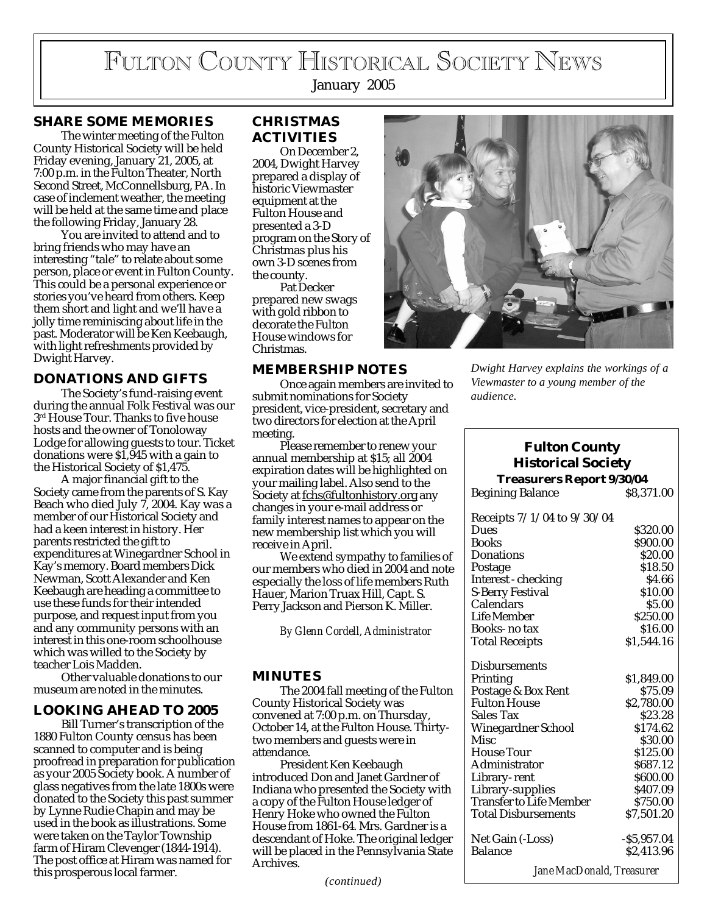# Fulton County Historical Society News

January 2005

## SHARE SOME MEMORIES

The winter meeting of the Fulton County Historical Society will be held Friday evening, January 21, 2005, at 7:00 p.m. in the Fulton Theater, North Second Street, McConnellsburg, PA. In case of inclement weather, the meeting will be held at the same time and place the following Friday, January 28.

You are invited to attend and to bring friends who may have an interesting "tale" to relate about some person, place or event in Fulton County. This could be a personal experience or stories you've heard from others. Keep them short and light and we'll have a jolly time reminiscing about life in the past. Moderator will be Ken Keebaugh, with light refreshments provided by Dwight Harvey.

## DONATIONS AND GIFTS

The Society's fund-raising event during the annual Folk Festival was our 3rd House Tour. Thanks to five house hosts and the owner of Tonoloway Lodge for allowing guests to tour. Ticket donations were $1,945 with a gain to the Historical Society of $1,475.

A major financial gift to the Society came from the parents of S. Kay Beach who died July 7, 2004. Kay was a member of our Historical Society and had a keen interest in history. Her parents restricted the gift to expenditures at Winegardner School in Kay's memory. Board members Dick Newman, Scott Alexander and Ken Keebaugh are heading a committee to use these funds for their intended purpose, and request input from you and any community persons with an interest in this one-room schoolhouse which was willed to the Society by teacher Lois Madden.

Other valuable donations to our museum are noted in the minutes.

## LOOKING AHEAD TO 2005

Bill Turner's transcription of the 1880 Fulton County census has been scanned to computer and is being proofread in preparation for publication as your 2005 Society book. A number of glass negatives from the late 1800s were donated to the Society this past summer by Lynne Rudie Chapin and may be used in the book as illustrations. Some were taken on the Taylor Township farm of Hiram Clevenger (1844-1914). The post office at Hiram was named for this prosperous local farmer.

## CHRISTMAS ACTIVITIES

On December 2, 2004, Dwight Harvey prepared a display of historic Viewmaster equipment at the Fulton House and presented a 3-D program on the Story of Christmas plus his own 3-D scenes from the county.

Pat Decker prepared new swags with gold ribbon to decorate the Fulton House windows for Christmas.

*Dwight Harvey explains the workings of a Viewmaster to a young member of the audience.*

## MEMBERSHIP NOTES

Once again members are invited to submit nominations for Society president, vice-president, secretary and two directors for election at the April meeting.

Please remember to renew your annual membership at $15; all 2004 expiration dates will be highlighted on your mailing label. Also send to the Society at fchs@fultonhistory.org any changes in your e-mail address or family interest names to appear on the new membership list which you will receive in April.

We extend sympathy to families of our members who died in 2004 and note especially the loss of life members Ruth Hauer, Marion Truax Hill, Capt. S. Perry Jackson and Pierson K. Miller.

*By Glenn Cordell, Administrator*

## MINUTES

The 2004 fall meeting of the Fulton County Historical Society was convened at 7:00 p.m. on Thursday, October 14, at the Fulton House. Thirty-two members and guests were in attendance.

President Ken Keebaugh introduced Don and Janet Gardner of Indiana who presented the Society with a copy of the Fulton House ledger of Henry Hoke who owned the Fulton House from 1861-64. Mrs. Gardner is a descendant of Hoke. The original ledger will be placed in the Pennsylvania State Archives.

*(continued)*

### Fulton County Historical Society
### Treasurers Report 9/30/04

| | |
|---|---|
| Begining Balance | $8,371.00 |
| | |
| Receipts 7/1/04 to 9/30/04 | |
| Dues | $320.00 |
| Books | $900.00 |
| Donations | $20.00 |
| Postage | $18.50 |
| Interest - checking | $4.66 |
| S-Berry Festival | $10.00 |
| Calendars | $5.00 |
| Life Member | $250.00 |
| Books- no tax | $16.00 |
| Total Receipts | $1,544.16 |
| | |
| Disbursements | |
| Printing | $1,849.00 |
| Postage & Box Rent | $75.09 |
| Fulton House | $2,780.00 |
| Sales Tax | $23.28 |
| Winegardner School | $174.62 |
| Misc | $30.00 |
| House Tour | $125.00 |
| Administrator | $687.12 |
| Library- rent | $600.00 |
| Library-supplies | $407.09 |
| Transfer to Life Member | $750.00 |
| Total Disbursements | $7,501.20 |
| | |
| Net Gain (-Loss) | -$5,957.04 |
| Balance | $2,413.96 |

*Jane MacDonald, Treasurer*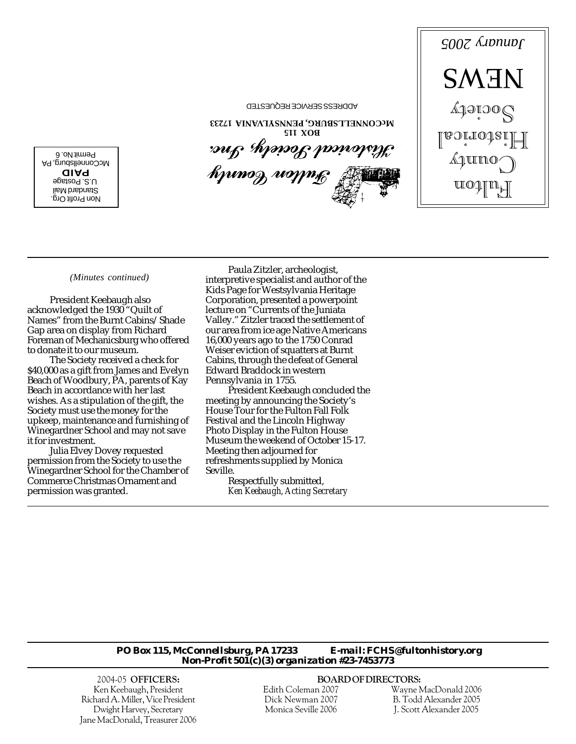Fulton County Historical Society NEWS

*January 2005*

Fulton County Historical Society, Inc.
BOX 115
McCONNELLSBURG, PENNSYLVANIA 17233

ADDRESS SERVICE REQUESTED

Non Profit Org.
Standard Mail
U.S. Postage
**PAID**
McConnellsburg, PA
Permit No. 6

---

*(Minutes continued)*

President Keebaugh also acknowledged the 1930 "Quilt of Names" from the Burnt Cabins/Shade Gap area on display from Richard Foreman of Mechanicsburg who offered to donate it to our museum.

The Society received a check for $40,000 as a gift from James and Evelyn Beach of Woodbury, PA, parents of Kay Beach in accordance with her last wishes. As a stipulation of the gift, the Society must use the money for the upkeep, maintenance and furnishing of Winegardner School and may not save it for investment.

Julia Elvey Dovey requested permission from the Society to use the Winegardner School for the Chamber of Commerce Christmas Ornament and permission was granted.

Paula Zitzler, archeologist, interpretive specialist and author of the Kids Page for Westsylvania Heritage Corporation, presented a powerpoint lecture on "Currents of the Juniata Valley." Zitzler traced the settlement of our area from ice age Native Americans 16,000 years ago to the 1750 Conrad Weiser eviction of squatters at Burnt Cabins, through the defeat of General Edward Braddock in western Pennsylvania in 1755.

President Keebaugh concluded the meeting by announcing the Society's House Tour for the Fulton Fall Folk Festival and the Lincoln Highway Photo Display in the Fulton House Museum the weekend of October 15-17. Meeting then adjourned for refreshments supplied by Monica Seville.

Respectfully submitted,
*Ken Keebaugh, Acting Secretary*

---

**PO Box 115, McConnellsburg, PA 17233 E-mail: FCHS@fultonhistory.org**
***Non-Profit 501(c)(3) organization #23-7453773***

2004-05 **OFFICERS:**
Ken Keebaugh, President
Richard A. Miller, Vice President
Dwight Harvey, Secretary
Jane MacDonald, Treasurer 2006

**BOARD OF DIRECTORS:**
Edith Coleman 2007
Dick Newman 2007
Monica Seville 2006
Wayne MacDonald 2006
B. Todd Alexander 2005
J. Scott Alexander 2005